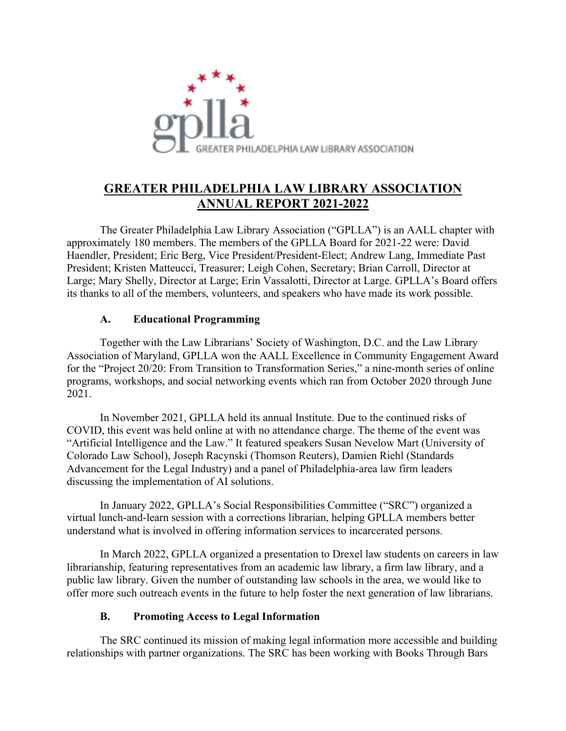# GREATER PHILADELPHIA LAW LIBRARY ASSOCIATION ANNUAL REPORT 2021-2022

The Greater Philadelphia Law Library Association ("GPLLA") is an AALL chapter with approximately 180 members. The members of the GPLLA Board for 2021-22 were: David Haendler, President; Eric Berg, Vice President/President-Elect; Andrew Lang, Immediate Past President; Kristen Matteucci, Treasurer; Leigh Cohen, Secretary; Brian Carroll, Director at Large; Mary Shelly, Director at Large; Erin Vassalotti, Director at Large. GPLLA's Board offers its thanks to all of the members, volunteers, and speakers who have made its work possible.

## A. Educational Programming

Together with the Law Librarians' Society of Washington, D.C. and the Law Library Association of Maryland, GPLLA won the AALL Excellence in Community Engagement Award for the "Project 20/20: From Transition to Transformation Series," a nine-month series of online programs, workshops, and social networking events which ran from October 2020 through June 2021.

In November 2021, GPLLA held its annual Institute. Due to the continued risks of COVID, this event was held online at with no attendance charge. The theme of the event was "Artificial Intelligence and the Law." It featured speakers Susan Nevelow Mart (University of Colorado Law School), Joseph Racynski (Thomson Reuters), Damien Riehl (Standards Advancement for the Legal Industry) and a panel of Philadelphia-area law firm leaders discussing the implementation of AI solutions.

In January 2022, GPLLA's Social Responsibilities Committee ("SRC") organized a virtual lunch-and-learn session with a corrections librarian, helping GPLLA members better understand what is involved in offering information services to incarcerated persons.

In March 2022, GPLLA organized a presentation to Drexel law students on careers in law librarianship, featuring representatives from an academic law library, a firm law library, and a public law library. Given the number of outstanding law schools in the area, we would like to offer more such outreach events in the future to help foster the next generation of law librarians.

## B. Promoting Access to Legal Information

The SRC continued its mission of making legal information more accessible and building relationships with partner organizations. The SRC has been working with Books Through Bars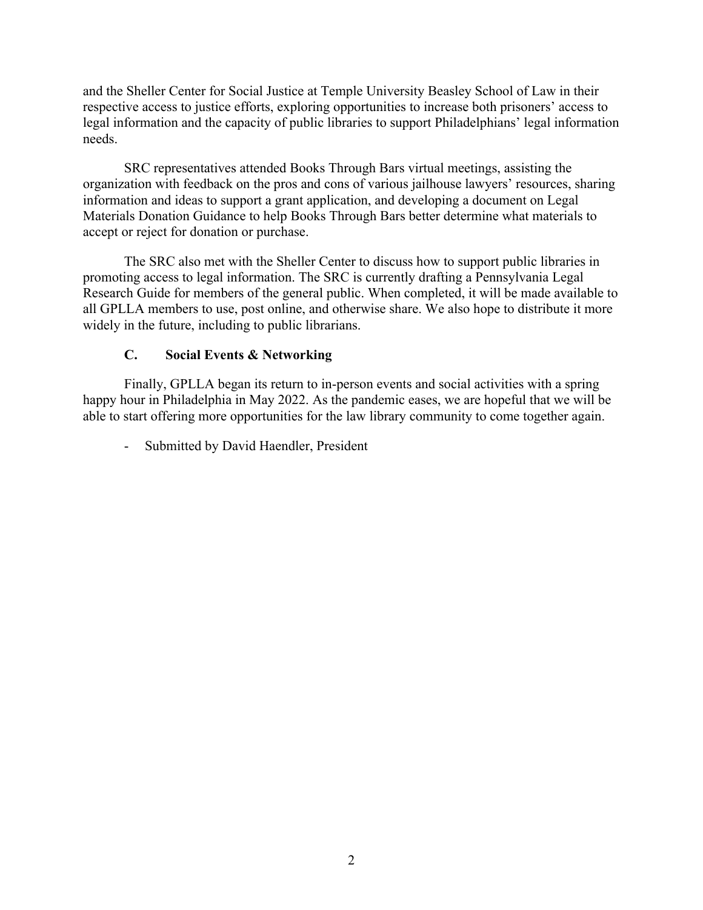and the Sheller Center for Social Justice at Temple University Beasley School of Law in their respective access to justice efforts, exploring opportunities to increase both prisoners' access to legal information and the capacity of public libraries to support Philadelphians' legal information needs.

SRC representatives attended Books Through Bars virtual meetings, assisting the organization with feedback on the pros and cons of various jailhouse lawyers' resources, sharing information and ideas to support a grant application, and developing a document on Legal Materials Donation Guidance to help Books Through Bars better determine what materials to accept or reject for donation or purchase.

The SRC also met with the Sheller Center to discuss how to support public libraries in promoting access to legal information. The SRC is currently drafting a Pennsylvania Legal Research Guide for members of the general public. When completed, it will be made available to all GPLLA members to use, post online, and otherwise share. We also hope to distribute it more widely in the future, including to public librarians.

### C. Social Events & Networking

Finally, GPLLA began its return to in-person events and social activities with a spring happy hour in Philadelphia in May 2022. As the pandemic eases, we are hopeful that we will be able to start offering more opportunities for the law library community to come together again.

- Submitted by David Haendler, President